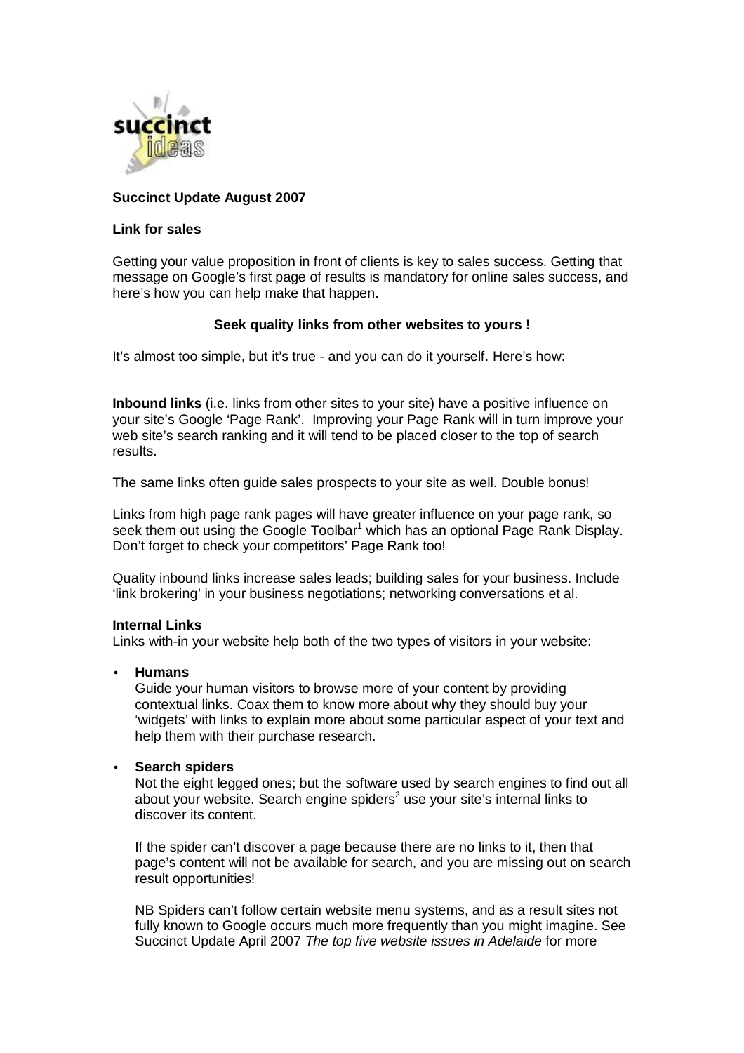**Succinct Update August 2007**

**Link for sales**

Getting your value proposition in front of clients is key to sales success. Getting that message on Google's first page of results is mandatory for online sales success, and here's how you can help make that happen.

**Seek quality links from other websites to yours !**

It's almost too simple, but it's true - and you can do it yourself. Here's how:

**Inbound links** (i.e. links from other sites to your site) have a positive influence on your site's Google 'Page Rank'. Improving your Page Rank will in turn improve your web site's search ranking and it will tend to be placed closer to the top of search results.

The same links often guide sales prospects to your site as well. Double bonus!

Links from high page rank pages will have greater influence on your page rank, so seek them out using the Google Toolbar[1] which has an optional Page Rank Display. Don't forget to check your competitors' Page Rank too!

Quality inbound links increase sales leads; building sales for your business. Include 'link brokering' in your business negotiations; networking conversations et al.

**Internal Links**
Links with-in your website help both of the two types of visitors in your website:

- **Humans**
  Guide your human visitors to browse more of your content by providing contextual links. Coax them to know more about why they should buy your 'widgets' with links to explain more about some particular aspect of your text and help them with their purchase research.

- **Search spiders**
  Not the eight legged ones; but the software used by search engines to find out all about your website. Search engine spiders[2] use your site's internal links to discover its content.

  If the spider can't discover a page because there are no links to it, then that page's content will not be available for search, and you are missing out on search result opportunities!

  NB Spiders can't follow certain website menu systems, and as a result sites not fully known to Google occurs much more frequently than you might imagine. See Succinct Update April 2007 *The top five website issues in Adelaide* for more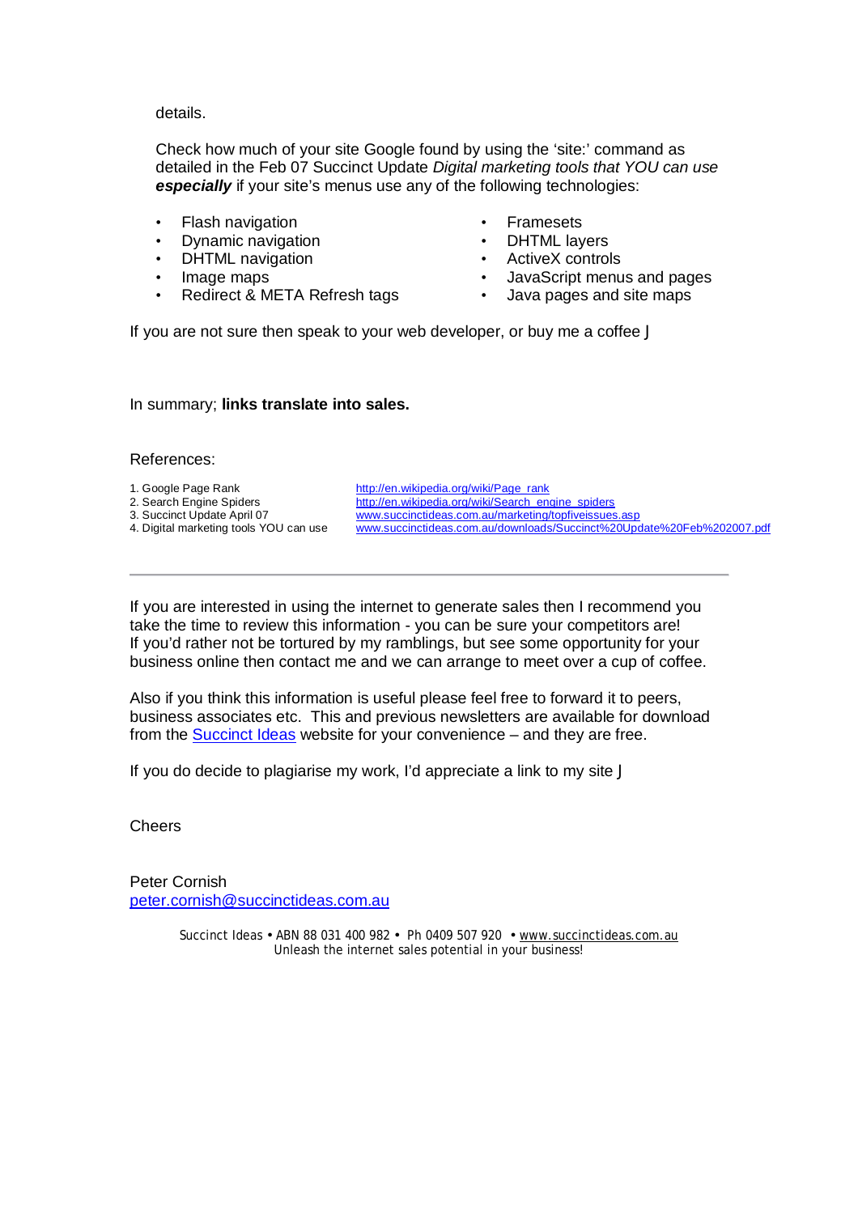details.

Check how much of your site Google found by using the 'site:' command as detailed in the Feb 07 Succinct Update *Digital marketing tools that YOU can use* ***especially*** if your site's menus use any of the following technologies:

- Flash navigation
- Dynamic navigation
- DHTML navigation
- Image maps
- Redirect & META Refresh tags
- Framesets
- DHTML layers
- ActiveX controls
- JavaScript menus and pages
- Java pages and site maps

If you are not sure then speak to your web developer, or buy me a coffee J

In summary; **links translate into sales.**

References:

| | |
|---|---|
| 1. Google Page Rank | http://en.wikipedia.org/wiki/Page_rank |
| 2. Search Engine Spiders | http://en.wikipedia.org/wiki/Search_engine_spiders |
| 3. Succinct Update April 07 | www.succinctideas.com.au/marketing/topfiveissues.asp |
| 4. Digital marketing tools YOU can use | www.succinctideas.com.au/downloads/Succinct%20Update%20Feb%202007.pdf |

---

If you are interested in using the internet to generate sales then I recommend you take the time to review this information - you can be sure your competitors are! If you'd rather not be tortured by my ramblings, but see some opportunity for your business online then contact me and we can arrange to meet over a cup of coffee.

Also if you think this information is useful please feel free to forward it to peers, business associates etc. This and previous newsletters are available for download from the Succinct Ideas website for your convenience – and they are free.

If you do decide to plagiarise my work, I'd appreciate a link to my site J

Cheers

Peter Cornish
peter.cornish@succinctideas.com.au

Succinct Ideas • ABN 88 031 400 982 • Ph 0409 507 920 • www.succinctideas.com.au
Unleash the internet sales potential in your business!